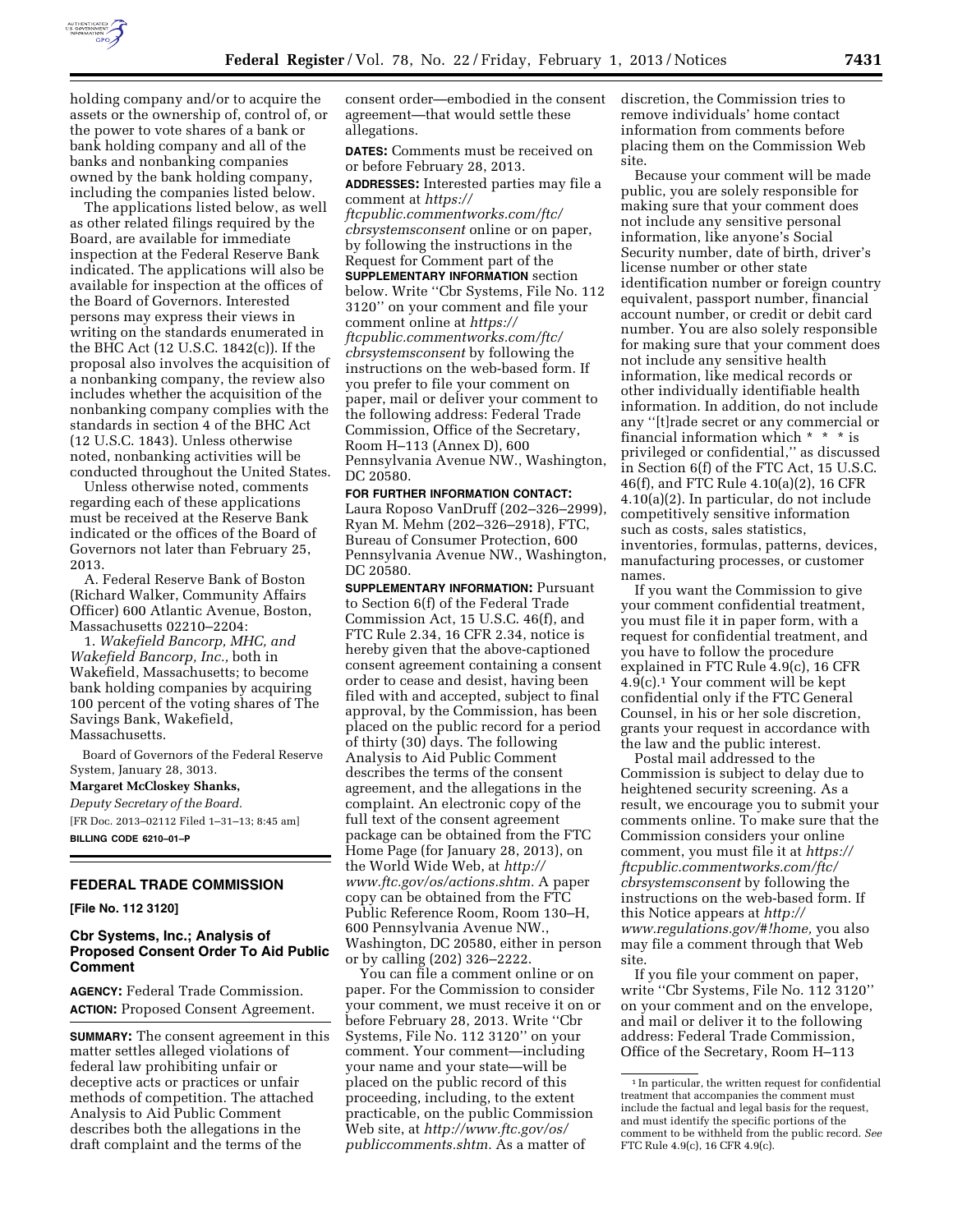holding company and/or to acquire the assets or the ownership of, control of, or the power to vote shares of a bank or bank holding company and all of the banks and nonbanking companies owned by the bank holding company, including the companies listed below.

The applications listed below, as well as other related filings required by the Board, are available for immediate inspection at the Federal Reserve Bank indicated. The applications will also be available for inspection at the offices of the Board of Governors. Interested persons may express their views in writing on the standards enumerated in the BHC Act (12 U.S.C. 1842(c)). If the proposal also involves the acquisition of a nonbanking company, the review also includes whether the acquisition of the nonbanking company complies with the standards in section 4 of the BHC Act (12 U.S.C. 1843). Unless otherwise noted, nonbanking activities will be conducted throughout the United States.

Unless otherwise noted, comments regarding each of these applications must be received at the Reserve Bank indicated or the offices of the Board of Governors not later than February 25, 2013.

A. Federal Reserve Bank of Boston (Richard Walker, Community Affairs Officer) 600 Atlantic Avenue, Boston, Massachusetts 02210–2204:

1. *Wakefield Bancorp, MHC, and Wakefield Bancorp, Inc.,* both in Wakefield, Massachusetts; to become bank holding companies by acquiring 100 percent of the voting shares of The Savings Bank, Wakefield, Massachusetts.

Board of Governors of the Federal Reserve System, January 28, 3013.

**Margaret McCloskey Shanks,**

*Deputy Secretary of the Board.*

[FR Doc. 2013–02112 Filed 1–31–13; 8:45 am]

**BILLING CODE 6210–01–P**

## FEDERAL TRADE COMMISSION

**[File No. 112 3120]**

### Cbr Systems, Inc.; Analysis of Proposed Consent Order To Aid Public Comment

**AGENCY:** Federal Trade Commission.

**ACTION:** Proposed Consent Agreement.

**SUMMARY:** The consent agreement in this matter settles alleged violations of federal law prohibiting unfair or deceptive acts or practices or unfair methods of competition. The attached Analysis to Aid Public Comment describes both the allegations in the draft complaint and the terms of the consent order—embodied in the consent agreement—that would settle these allegations.

**DATES:** Comments must be received on or before February 28, 2013.

**ADDRESSES:** Interested parties may file a comment at *https://ftcpublic.commentworks.com/ftc/cbrsystemsconsent* online or on paper, by following the instructions in the Request for Comment part of the **SUPPLEMENTARY INFORMATION** section below. Write ''Cbr Systems, File No. 112 3120'' on your comment and file your comment online at *https://ftcpublic.commentworks.com/ftc/cbrsystemsconsent* by following the instructions on the web-based form. If you prefer to file your comment on paper, mail or deliver your comment to the following address: Federal Trade Commission, Office of the Secretary, Room H–113 (Annex D), 600 Pennsylvania Avenue NW., Washington, DC 20580.

**FOR FURTHER INFORMATION CONTACT:** Laura Roposo VanDruff (202–326–2999), Ryan M. Mehm (202–326–2918), FTC, Bureau of Consumer Protection, 600 Pennsylvania Avenue NW., Washington, DC 20580.

**SUPPLEMENTARY INFORMATION:** Pursuant to Section 6(f) of the Federal Trade Commission Act, 15 U.S.C. 46(f), and FTC Rule 2.34, 16 CFR 2.34, notice is hereby given that the above-captioned consent agreement containing a consent order to cease and desist, having been filed with and accepted, subject to final approval, by the Commission, has been placed on the public record for a period of thirty (30) days. The following Analysis to Aid Public Comment describes the terms of the consent agreement, and the allegations in the complaint. An electronic copy of the full text of the consent agreement package can be obtained from the FTC Home Page (for January 28, 2013), on the World Wide Web, at *http://www.ftc.gov/os/actions.shtm.* A paper copy can be obtained from the FTC Public Reference Room, Room 130–H, 600 Pennsylvania Avenue NW., Washington, DC 20580, either in person or by calling (202) 326–2222.

You can file a comment online or on paper. For the Commission to consider your comment, we must receive it on or before February 28, 2013. Write ''Cbr Systems, File No. 112 3120'' on your comment. Your comment—including your name and your state—will be placed on the public record of this proceeding, including, to the extent practicable, on the public Commission Web site, at *http://www.ftc.gov/os/publiccomments.shtm.* As a matter of discretion, the Commission tries to remove individuals' home contact information from comments before placing them on the Commission Web site.

Because your comment will be made public, you are solely responsible for making sure that your comment does not include any sensitive personal information, like anyone's Social Security number, date of birth, driver's license number or other state identification number or foreign country equivalent, passport number, financial account number, or credit or debit card number. You are also solely responsible for making sure that your comment does not include any sensitive health information, like medical records or other individually identifiable health information. In addition, do not include any ''[t]rade secret or any commercial or financial information which * * * is privileged or confidential,'' as discussed in Section 6(f) of the FTC Act, 15 U.S.C. 46(f), and FTC Rule 4.10(a)(2), 16 CFR 4.10(a)(2). In particular, do not include competitively sensitive information such as costs, sales statistics, inventories, formulas, patterns, devices, manufacturing processes, or customer names.

If you want the Commission to give your comment confidential treatment, you must file it in paper form, with a request for confidential treatment, and you have to follow the procedure explained in FTC Rule 4.9(c), 16 CFR 4.9(c).[1] Your comment will be kept confidential only if the FTC General Counsel, in his or her sole discretion, grants your request in accordance with the law and the public interest.

Postal mail addressed to the Commission is subject to delay due to heightened security screening. As a result, we encourage you to submit your comments online. To make sure that the Commission considers your online comment, you must file it at *https://ftcpublic.commentworks.com/ftc/cbrsystemsconsent* by following the instructions on the web-based form. If this Notice appears at *http://www.regulations.gov/#!home,* you also may file a comment through that Web site.

If you file your comment on paper, write ''Cbr Systems, File No. 112 3120'' on your comment and on the envelope, and mail or deliver it to the following address: Federal Trade Commission, Office of the Secretary, Room H–113

[1] In particular, the written request for confidential treatment that accompanies the comment must include the factual and legal basis for the request, and must identify the specific portions of the comment to be withheld from the public record. *See* FTC Rule 4.9(c), 16 CFR 4.9(c).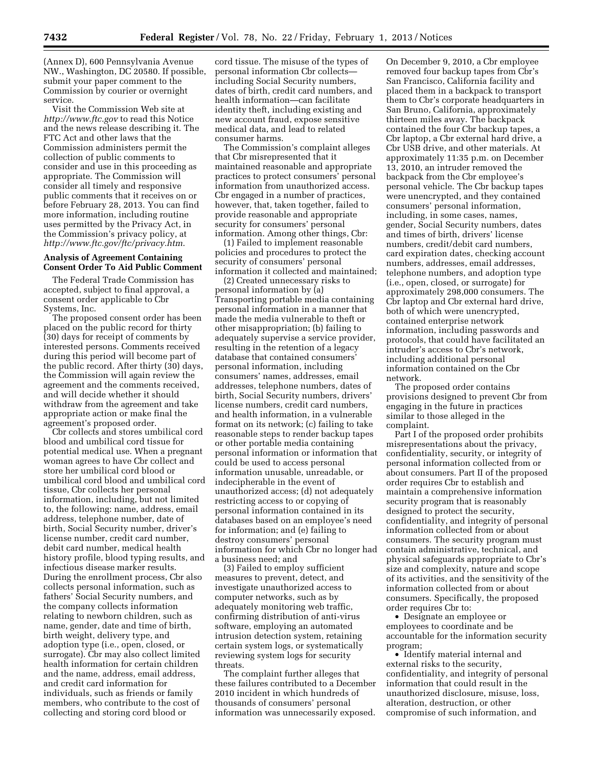(Annex D), 600 Pennsylvania Avenue NW., Washington, DC 20580. If possible, submit your paper comment to the Commission by courier or overnight service.

Visit the Commission Web site at *http://www.ftc.gov* to read this Notice and the news release describing it. The FTC Act and other laws that the Commission administers permit the collection of public comments to consider and use in this proceeding as appropriate. The Commission will consider all timely and responsive public comments that it receives on or before February 28, 2013. You can find more information, including routine uses permitted by the Privacy Act, in the Commission's privacy policy, at *http://www.ftc.gov/ftc/privacy.htm*.

## Analysis of Agreement Containing Consent Order To Aid Public Comment

The Federal Trade Commission has accepted, subject to final approval, a consent order applicable to Cbr Systems, Inc.

The proposed consent order has been placed on the public record for thirty (30) days for receipt of comments by interested persons. Comments received during this period will become part of the public record. After thirty (30) days, the Commission will again review the agreement and the comments received, and will decide whether it should withdraw from the agreement and take appropriate action or make final the agreement's proposed order.

Cbr collects and stores umbilical cord blood and umbilical cord tissue for potential medical use. When a pregnant woman agrees to have Cbr collect and store her umbilical cord blood or umbilical cord blood and umbilical cord tissue, Cbr collects her personal information, including, but not limited to, the following: name, address, email address, telephone number, date of birth, Social Security number, driver's license number, credit card number, debit card number, medical health history profile, blood typing results, and infectious disease marker results. During the enrollment process, Cbr also collects personal information, such as fathers' Social Security numbers, and the company collects information relating to newborn children, such as name, gender, date and time of birth, birth weight, delivery type, and adoption type (i.e., open, closed, or surrogate). Cbr may also collect limited health information for certain children and the name, address, email address, and credit card information for individuals, such as friends or family members, who contribute to the cost of collecting and storing cord blood or cord tissue. The misuse of the types of personal information Cbr collects—including Social Security numbers, dates of birth, credit card numbers, and health information—can facilitate identity theft, including existing and new account fraud, expose sensitive medical data, and lead to related consumer harms.

The Commission's complaint alleges that Cbr misrepresented that it maintained reasonable and appropriate practices to protect consumers' personal information from unauthorized access. Cbr engaged in a number of practices, however, that, taken together, failed to provide reasonable and appropriate security for consumers' personal information. Among other things, Cbr:

(1) Failed to implement reasonable policies and procedures to protect the security of consumers' personal information it collected and maintained;

(2) Created unnecessary risks to personal information by (a) Transporting portable media containing personal information in a manner that made the media vulnerable to theft or other misappropriation; (b) failing to adequately supervise a service provider, resulting in the retention of a legacy database that contained consumers' personal information, including consumers' names, addresses, email addresses, telephone numbers, dates of birth, Social Security numbers, drivers' license numbers, credit card numbers, and health information, in a vulnerable format on its network; (c) failing to take reasonable steps to render backup tapes or other portable media containing personal information or information that could be used to access personal information unusable, unreadable, or indecipherable in the event of unauthorized access; (d) not adequately restricting access to or copying of personal information contained in its databases based on an employee's need for information; and (e) failing to destroy consumers' personal information for which Cbr no longer had a business need; and

(3) Failed to employ sufficient measures to prevent, detect, and investigate unauthorized access to computer networks, such as by adequately monitoring web traffic, confirming distribution of anti-virus software, employing an automated intrusion detection system, retaining certain system logs, or systematically reviewing system logs for security threats.

The complaint further alleges that these failures contributed to a December 2010 incident in which hundreds of thousands of consumers' personal information was unnecessarily exposed. On December 9, 2010, a Cbr employee removed four backup tapes from Cbr's San Francisco, California facility and placed them in a backpack to transport them to Cbr's corporate headquarters in San Bruno, California, approximately thirteen miles away. The backpack contained the four Cbr backup tapes, a Cbr laptop, a Cbr external hard drive, a Cbr USB drive, and other materials. At approximately 11:35 p.m. on December 13, 2010, an intruder removed the backpack from the Cbr employee's personal vehicle. The Cbr backup tapes were unencrypted, and they contained consumers' personal information, including, in some cases, names, gender, Social Security numbers, dates and times of birth, drivers' license numbers, credit/debit card numbers, card expiration dates, checking account numbers, addresses, email addresses, telephone numbers, and adoption type (i.e., open, closed, or surrogate) for approximately 298,000 consumers. The Cbr laptop and Cbr external hard drive, both of which were unencrypted, contained enterprise network information, including passwords and protocols, that could have facilitated an intruder's access to Cbr's network, including additional personal information contained on the Cbr network.

The proposed order contains provisions designed to prevent Cbr from engaging in the future in practices similar to those alleged in the complaint.

Part I of the proposed order prohibits misrepresentations about the privacy, confidentiality, security, or integrity of personal information collected from or about consumers. Part II of the proposed order requires Cbr to establish and maintain a comprehensive information security program that is reasonably designed to protect the security, confidentiality, and integrity of personal information collected from or about consumers. The security program must contain administrative, technical, and physical safeguards appropriate to Cbr's size and complexity, nature and scope of its activities, and the sensitivity of the information collected from or about consumers. Specifically, the proposed order requires Cbr to:

- Designate an employee or employees to coordinate and be accountable for the information security program;
- Identify material internal and external risks to the security, confidentiality, and integrity of personal information that could result in the unauthorized disclosure, misuse, loss, alteration, destruction, or other compromise of such information, and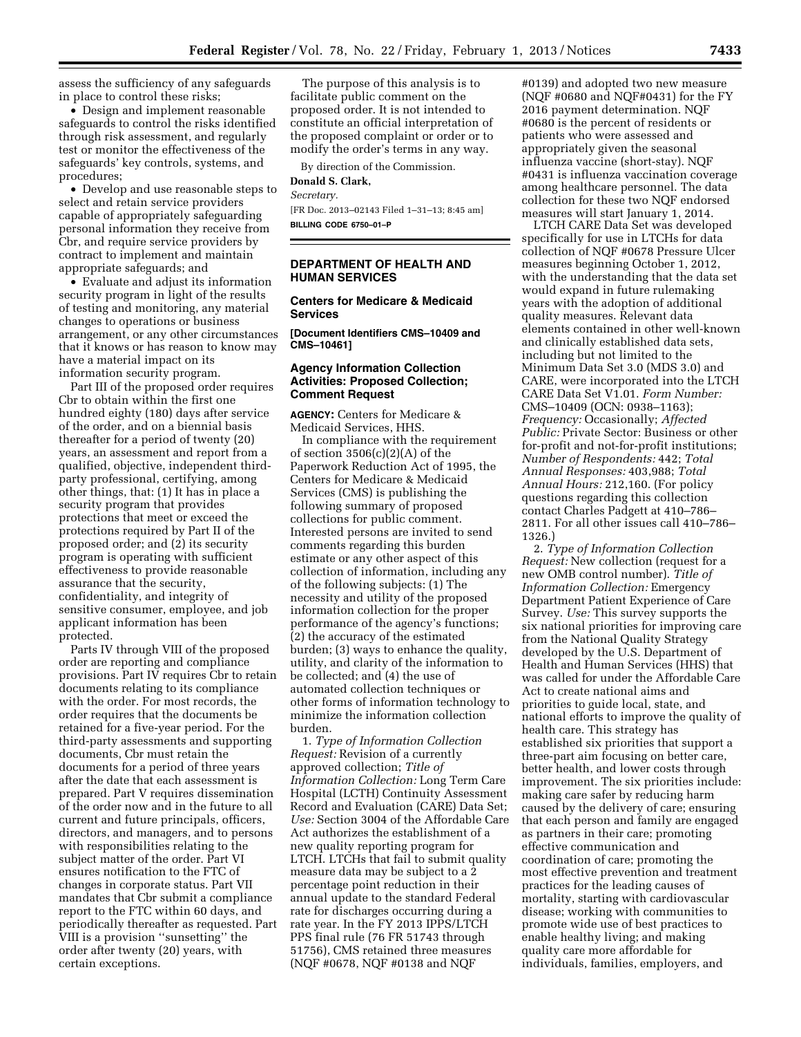assess the sufficiency of any safeguards in place to control these risks;

• Design and implement reasonable safeguards to control the risks identified through risk assessment, and regularly test or monitor the effectiveness of the safeguards' key controls, systems, and procedures;

• Develop and use reasonable steps to select and retain service providers capable of appropriately safeguarding personal information they receive from Cbr, and require service providers by contract to implement and maintain appropriate safeguards; and

• Evaluate and adjust its information security program in light of the results of testing and monitoring, any material changes to operations or business arrangement, or any other circumstances that it knows or has reason to know may have a material impact on its information security program.

Part III of the proposed order requires Cbr to obtain within the first one hundred eighty (180) days after service of the order, and on a biennial basis thereafter for a period of twenty (20) years, an assessment and report from a qualified, objective, independent third-party professional, certifying, among other things, that: (1) It has in place a security program that provides protections that meet or exceed the protections required by Part II of the proposed order; and (2) its security program is operating with sufficient effectiveness to provide reasonable assurance that the security, confidentiality, and integrity of sensitive consumer, employee, and job applicant information has been protected.

Parts IV through VIII of the proposed order are reporting and compliance provisions. Part IV requires Cbr to retain documents relating to its compliance with the order. For most records, the order requires that the documents be retained for a five-year period. For the third-party assessments and supporting documents, Cbr must retain the documents for a period of three years after the date that each assessment is prepared. Part V requires dissemination of the order now and in the future to all current and future principals, officers, directors, and managers, and to persons with responsibilities relating to the subject matter of the order. Part VI ensures notification to the FTC of changes in corporate status. Part VII mandates that Cbr submit a compliance report to the FTC within 60 days, and periodically thereafter as requested. Part VIII is a provision ''sunsetting'' the order after twenty (20) years, with certain exceptions.

The purpose of this analysis is to facilitate public comment on the proposed order. It is not intended to constitute an official interpretation of the proposed complaint or order or to modify the order's terms in any way.

By direction of the Commission.

**Donald S. Clark,**

*Secretary.*

[FR Doc. 2013–02143 Filed 1–31–13; 8:45 am]

**BILLING CODE 6750–01–P**

## DEPARTMENT OF HEALTH AND HUMAN SERVICES

### Centers for Medicare & Medicaid Services

**[Document Identifiers CMS–10409 and CMS–10461]**

### Agency Information Collection Activities: Proposed Collection; Comment Request

**AGENCY:** Centers for Medicare & Medicaid Services, HHS.

In compliance with the requirement of section 3506(c)(2)(A) of the Paperwork Reduction Act of 1995, the Centers for Medicare & Medicaid Services (CMS) is publishing the following summary of proposed collections for public comment. Interested persons are invited to send comments regarding this burden estimate or any other aspect of this collection of information, including any of the following subjects: (1) The necessity and utility of the proposed information collection for the proper performance of the agency's functions; (2) the accuracy of the estimated burden; (3) ways to enhance the quality, utility, and clarity of the information to be collected; and (4) the use of automated collection techniques or other forms of information technology to minimize the information collection burden.

1. *Type of Information Collection Request:* Revision of a currently approved collection; *Title of Information Collection:* Long Term Care Hospital (LCTH) Continuity Assessment Record and Evaluation (CARE) Data Set; *Use:* Section 3004 of the Affordable Care Act authorizes the establishment of a new quality reporting program for LTCH. LTCHs that fail to submit quality measure data may be subject to a 2 percentage point reduction in their annual update to the standard Federal rate for discharges occurring during a rate year. In the FY 2013 IPPS/LTCH PPS final rule (76 FR 51743 through 51756), CMS retained three measures (NQF #0678, NQF #0138 and NQF #0139) and adopted two new measure (NQF #0680 and NQF#0431) for the FY 2016 payment determination. NQF #0680 is the percent of residents or patients who were assessed and appropriately given the seasonal influenza vaccine (short-stay). NQF #0431 is influenza vaccination coverage among healthcare personnel. The data collection for these two NQF endorsed measures will start January 1, 2014.

LTCH CARE Data Set was developed specifically for use in LTCHs for data collection of NQF #0678 Pressure Ulcer measures beginning October 1, 2012, with the understanding that the data set would expand in future rulemaking years with the adoption of additional quality measures. Relevant data elements contained in other well-known and clinically established data sets, including but not limited to the Minimum Data Set 3.0 (MDS 3.0) and CARE, were incorporated into the LTCH CARE Data Set V1.01. *Form Number:* CMS–10409 (OCN: 0938–1163); *Frequency:* Occasionally; *Affected Public:* Private Sector: Business or other for-profit and not-for-profit institutions; *Number of Respondents:* 442; *Total Annual Responses:* 403,988; *Total Annual Hours:* 212,160. (For policy questions regarding this collection contact Charles Padgett at 410–786–2811. For all other issues call 410–786–1326.)

2. *Type of Information Collection Request:* New collection (request for a new OMB control number). *Title of Information Collection:* Emergency Department Patient Experience of Care Survey. *Use:* This survey supports the six national priorities for improving care from the National Quality Strategy developed by the U.S. Department of Health and Human Services (HHS) that was called for under the Affordable Care Act to create national aims and priorities to guide local, state, and national efforts to improve the quality of health care. This strategy has established six priorities that support a three-part aim focusing on better care, better health, and lower costs through improvement. The six priorities include: making care safer by reducing harm caused by the delivery of care; ensuring that each person and family are engaged as partners in their care; promoting effective communication and coordination of care; promoting the most effective prevention and treatment practices for the leading causes of mortality, starting with cardiovascular disease; working with communities to promote wide use of best practices to enable healthy living; and making quality care more affordable for individuals, families, employers, and